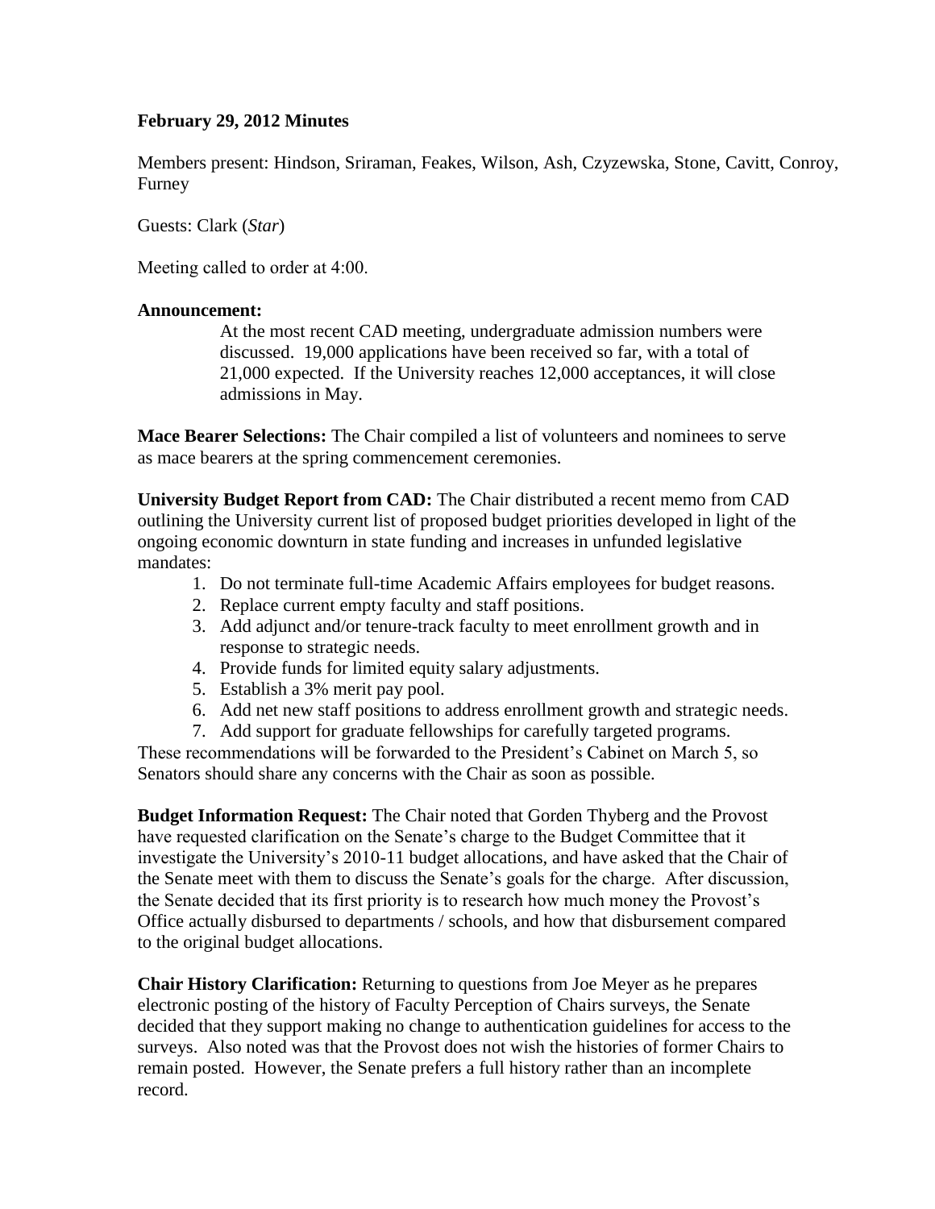**February 29, 2012 Minutes**

Members present: Hindson, Sriraman, Feakes, Wilson, Ash, Czyzewska, Stone, Cavitt, Conroy, Furney

Guests: Clark (*Star*)

Meeting called to order at 4:00.

**Announcement:**

At the most recent CAD meeting, undergraduate admission numbers were discussed. 19,000 applications have been received so far, with a total of 21,000 expected. If the University reaches 12,000 acceptances, it will close admissions in May.

**Mace Bearer Selections:** The Chair compiled a list of volunteers and nominees to serve as mace bearers at the spring commencement ceremonies.

**University Budget Report from CAD:** The Chair distributed a recent memo from CAD outlining the University current list of proposed budget priorities developed in light of the ongoing economic downturn in state funding and increases in unfunded legislative mandates:

1. Do not terminate full-time Academic Affairs employees for budget reasons.
2. Replace current empty faculty and staff positions.
3. Add adjunct and/or tenure-track faculty to meet enrollment growth and in response to strategic needs.
4. Provide funds for limited equity salary adjustments.
5. Establish a 3% merit pay pool.
6. Add net new staff positions to address enrollment growth and strategic needs.
7. Add support for graduate fellowships for carefully targeted programs.

These recommendations will be forwarded to the President's Cabinet on March 5, so Senators should share any concerns with the Chair as soon as possible.

**Budget Information Request:** The Chair noted that Gorden Thyberg and the Provost have requested clarification on the Senate's charge to the Budget Committee that it investigate the University's 2010-11 budget allocations, and have asked that the Chair of the Senate meet with them to discuss the Senate's goals for the charge. After discussion, the Senate decided that its first priority is to research how much money the Provost's Office actually disbursed to departments / schools, and how that disbursement compared to the original budget allocations.

**Chair History Clarification:** Returning to questions from Joe Meyer as he prepares electronic posting of the history of Faculty Perception of Chairs surveys, the Senate decided that they support making no change to authentication guidelines for access to the surveys. Also noted was that the Provost does not wish the histories of former Chairs to remain posted. However, the Senate prefers a full history rather than an incomplete record.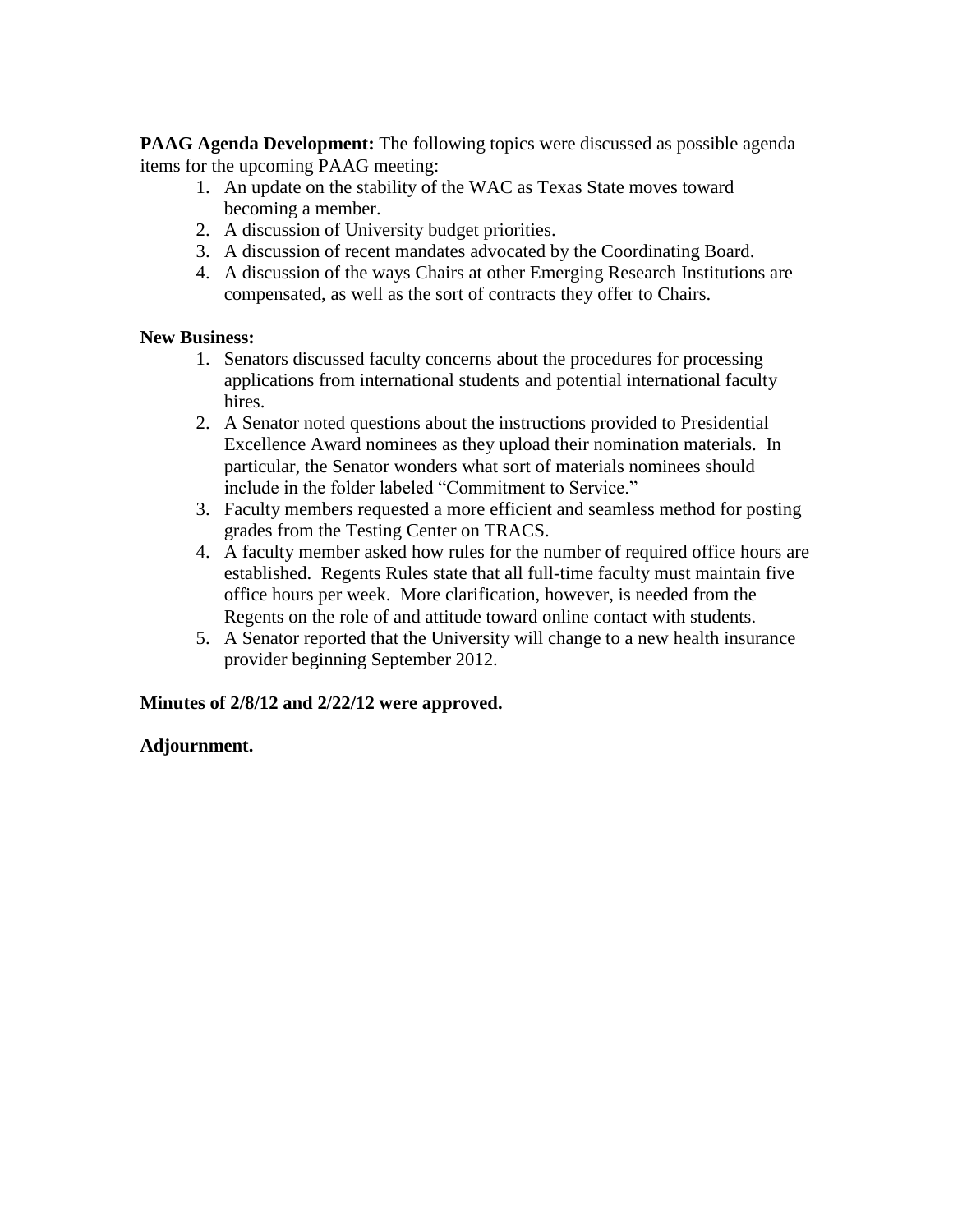**PAAG Agenda Development:** The following topics were discussed as possible agenda items for the upcoming PAAG meeting:

1. An update on the stability of the WAC as Texas State moves toward becoming a member.
2. A discussion of University budget priorities.
3. A discussion of recent mandates advocated by the Coordinating Board.
4. A discussion of the ways Chairs at other Emerging Research Institutions are compensated, as well as the sort of contracts they offer to Chairs.

**New Business:**

1. Senators discussed faculty concerns about the procedures for processing applications from international students and potential international faculty hires.
2. A Senator noted questions about the instructions provided to Presidential Excellence Award nominees as they upload their nomination materials. In particular, the Senator wonders what sort of materials nominees should include in the folder labeled "Commitment to Service."
3. Faculty members requested a more efficient and seamless method for posting grades from the Testing Center on TRACS.
4. A faculty member asked how rules for the number of required office hours are established. Regents Rules state that all full-time faculty must maintain five office hours per week. More clarification, however, is needed from the Regents on the role of and attitude toward online contact with students.
5. A Senator reported that the University will change to a new health insurance provider beginning September 2012.

**Minutes of 2/8/12 and 2/22/12 were approved.**

**Adjournment.**